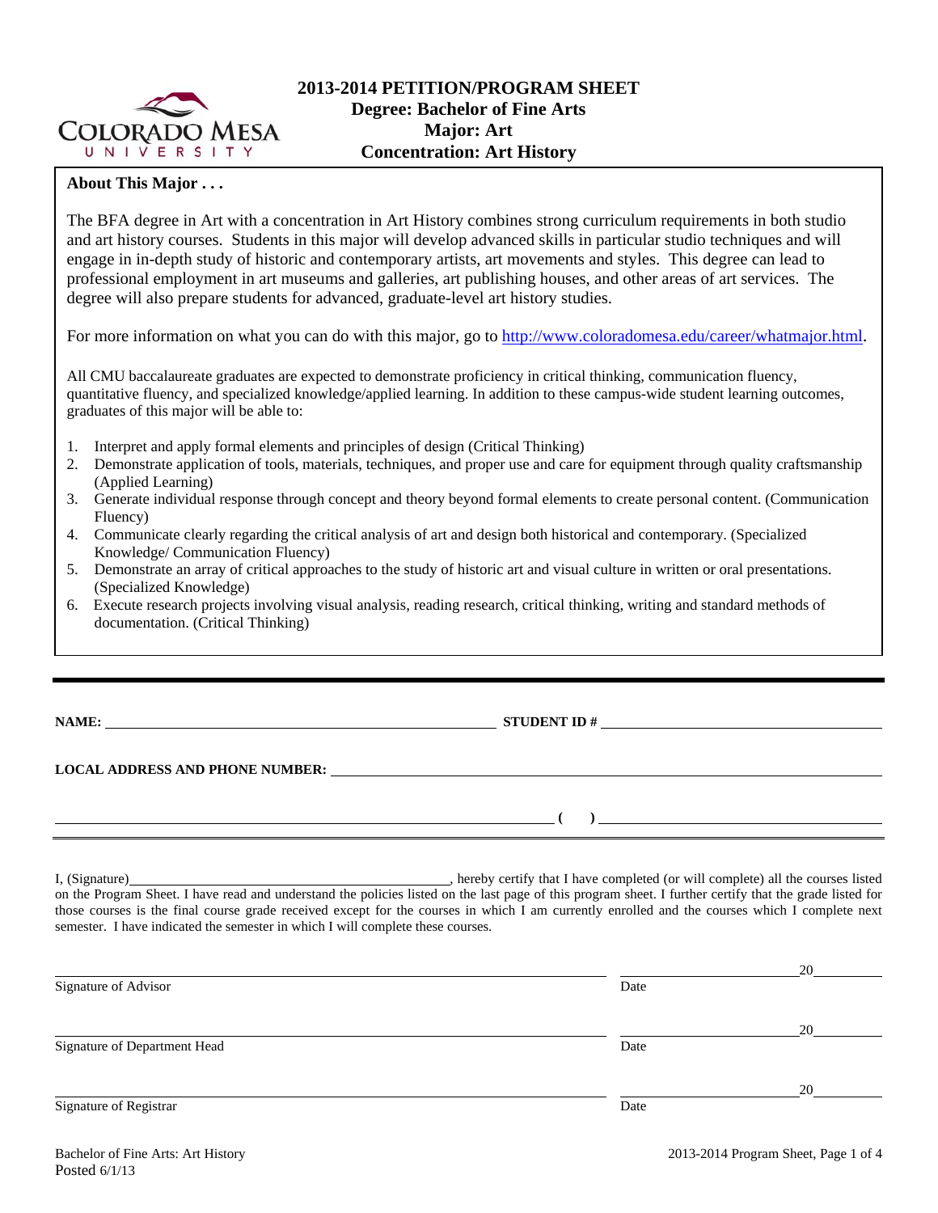# 2013-2014 PETITION/PROGRAM SHEET
## Degree: Bachelor of Fine Arts
## Major: Art
## Concentration: Art History

**About This Major . . .**

The BFA degree in Art with a concentration in Art History combines strong curriculum requirements in both studio and art history courses. Students in this major will develop advanced skills in particular studio techniques and will engage in in-depth study of historic and contemporary artists, art movements and styles. This degree can lead to professional employment in art museums and galleries, art publishing houses, and other areas of art services. The degree will also prepare students for advanced, graduate-level art history studies.

For more information on what you can do with this major, go to http://www.coloradomesa.edu/career/whatmajor.html.

All CMU baccalaureate graduates are expected to demonstrate proficiency in critical thinking, communication fluency, quantitative fluency, and specialized knowledge/applied learning. In addition to these campus-wide student learning outcomes, graduates of this major will be able to:

1. Interpret and apply formal elements and principles of design (Critical Thinking)
2. Demonstrate application of tools, materials, techniques, and proper use and care for equipment through quality craftsmanship (Applied Learning)
3. Generate individual response through concept and theory beyond formal elements to create personal content. (Communication Fluency)
4. Communicate clearly regarding the critical analysis of art and design both historical and contemporary. (Specialized Knowledge/ Communication Fluency)
5. Demonstrate an array of critical approaches to the study of historic art and visual culture in written or oral presentations. (Specialized Knowledge)
6. Execute research projects involving visual analysis, reading research, critical thinking, writing and standard methods of documentation. (Critical Thinking)

---

**NAME:** ______________________________ **STUDIENT ID #** ______________________________

**LOCAL ADDRESS AND PHONE NUMBER:** ______________________________

______________________________ ( ) ______________________________

I, (Signature)______________________________, hereby certify that I have completed (or will complete) all the courses listed on the Program Sheet. I have read and understand the policies listed on the last page of this program sheet. I further certify that the grade listed for those courses is the final course grade received except for the courses in which I am currently enrolled and the courses which I complete next semester. I have indicated the semester in which I will complete these courses.

______________________________ ______________20______
Signature of Advisor Date

______________________________ ______________20______
Signature of Department Head Date

______________________________ ______________20______
Signature of Registrar Date

Bachelor of Fine Arts: Art History
Posted 6/1/13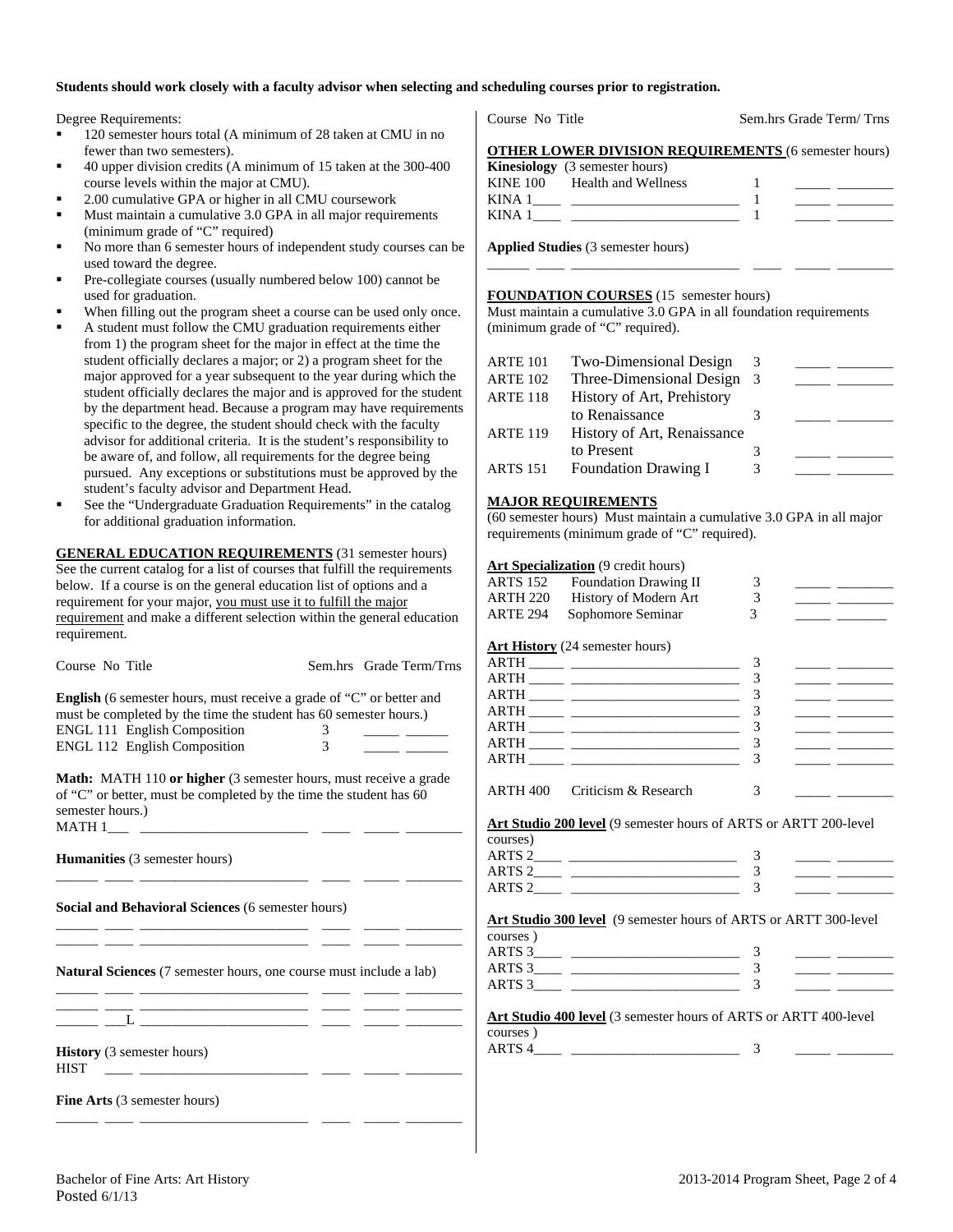**Students should work closely with a faculty advisor when selecting and scheduling courses prior to registration.**

Degree Requirements:

- 120 semester hours total (A minimum of 28 taken at CMU in no fewer than two semesters).
- 40 upper division credits (A minimum of 15 taken at the 300-400 course levels within the major at CMU).
- 2.00 cumulative GPA or higher in all CMU coursework
- Must maintain a cumulative 3.0 GPA in all major requirements (minimum grade of "C" required)
- No more than 6 semester hours of independent study courses can be used toward the degree.
- Pre-collegiate courses (usually numbered below 100) cannot be used for graduation.
- When filling out the program sheet a course can be used only once.
- A student must follow the CMU graduation requirements either from 1) the program sheet for the major in effect at the time the student officially declares a major; or 2) a program sheet for the major approved for a year subsequent to the year during which the student officially declares the major and is approved for the student by the department head. Because a program may have requirements specific to the degree, the student should check with the faculty advisor for additional criteria. It is the student's responsibility to be aware of, and follow, all requirements for the degree being pursued. Any exceptions or substitutions must be approved by the student's faculty advisor and Department Head.
- See the "Undergraduate Graduation Requirements" in the catalog for additional graduation information.

**GENERAL EDUCATION REQUIREMENTS** (31 semester hours) See the current catalog for a list of courses that fulfill the requirements below. If a course is on the general education list of options and a requirement for your major, you must use it to fulfill the major requirement and make a different selection within the general education requirement.

| Course No | Title | Sem.hrs | Grade | Term/Trns |
|---|---|---|---|---|
| **English** (6 semester hours, must receive a grade of "C" or better and must be completed by the time the student has 60 semester hours.) | | | | |
| ENGL 111 | English Composition | 3 | | |
| ENGL 112 | English Composition | 3 | | |
| **Math: MATH 110 or higher** (3 semester hours, must receive a grade of "C" or better, must be completed by the time the student has 60 semester hours.) | | | | |
| MATH 1___ | | | | |
| **Humanities** (3 semester hours) | | | | |
| | | | | |
| **Social and Behavioral Sciences** (6 semester hours) | | | | |
| | | | | |
| | | | | |
| **Natural Sciences** (7 semester hours, one course must include a lab) | | | | |
| | | | | |
| | | | | |
| ___L | | | | |
| **History** (3 semester hours) | | | | |
| HIST | | | | |
| **Fine Arts** (3 semester hours) | | | | |
| | | | | |

| Course No | Title | Sem.hrs | Grade | Term/ Trns |
|---|---|---|---|---|
| **OTHER LOWER DIVISION REQUIREMENTS** (6 semester hours) | | | | |
| **Kinesiology** (3 semester hours) | | | | |
| KINE 100 | Health and Wellness | 1 | | |
| KINA 1____ | | 1 | | |
| KINA 1____ | | 1 | | |
| **Applied Studies** (3 semester hours) | | | | |
| | | | | |

**FOUNDATION COURSES** (15 semester hours) Must maintain a cumulative 3.0 GPA in all foundation requirements (minimum grade of "C" required).

| Course No | Title | Sem.hrs | Grade | Term/ Trns |
|---|---|---|---|---|
| ARTE 101 | Two-Dimensional Design | 3 | | |
| ARTE 102 | Three-Dimensional Design | 3 | | |
| ARTE 118 | History of Art, Prehistory to Renaissance | 3 | | |
| ARTE 119 | History of Art, Renaissance to Present | 3 | | |
| ARTS 151 | Foundation Drawing I | 3 | | |

**MAJOR REQUIREMENTS**

(60 semester hours) Must maintain a cumulative 3.0 GPA in all major requirements (minimum grade of "C" required).

| Course No | Title | Sem.hrs | Grade | Term/ Trns |
|---|---|---|---|---|
| **Art Specialization** (9 credit hours) | | | | |
| ARTS 152 | Foundation Drawing II | 3 | | |
| ARTH 220 | History of Modern Art | 3 | | |
| ARTE 294 | Sophomore Seminar | 3 | | |
| **Art History** (24 semester hours) | | | | |
| ARTH _____ | | 3 | | |
| ARTH _____ | | 3 | | |
| ARTH _____ | | 3 | | |
| ARTH _____ | | 3 | | |
| ARTH _____ | | 3 | | |
| ARTH _____ | | 3 | | |
| ARTH _____ | | 3 | | |
| ARTH 400 | Criticism & Research | 3 | | |
| **Art Studio 200 level** (9 semester hours of ARTS or ARTT 200-level courses) | | | | |
| ARTS 2____ | | 3 | | |
| ARTS 2____ | | 3 | | |
| ARTS 2____ | | 3 | | |
| **Art Studio 300 level** (9 semester hours of ARTS or ARTT 300-level courses ) | | | | |
| ARTS 3____ | | 3 | | |
| ARTS 3____ | | 3 | | |
| ARTS 3____ | | 3 | | |
| **Art Studio 400 level** (3 semester hours of ARTS or ARTT 400-level courses ) | | | | |
| ARTS 4____ | | 3 | | |

Bachelor of Fine Arts: Art History
Posted 6/1/13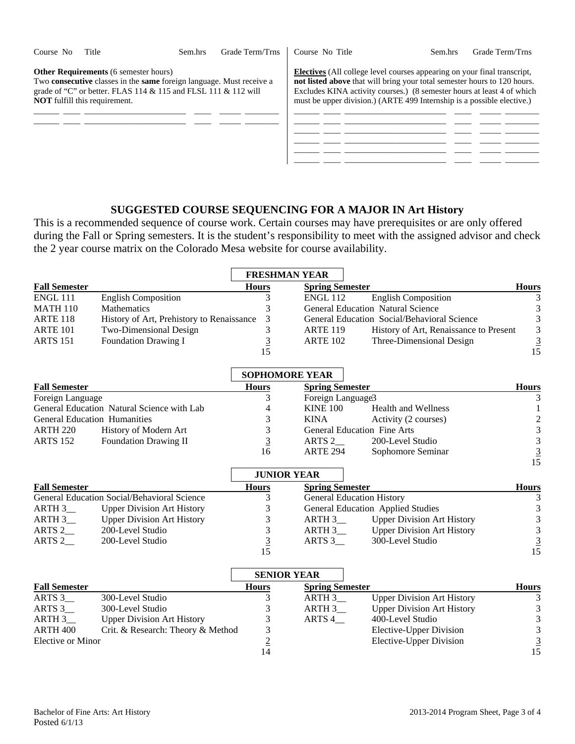| Course No | Title | Sem.hrs | Grade | Term/Trns |
|---|---|---|---|---|

**Other Requirements** (6 semester hours)
Two **consecutive** classes in the **same** foreign language. Must receive a grade of "C" or better. FLAS 114 & 115 and FLSL 111 & 112 will **NOT** fulfill this requirement.

| Course No | Title | Sem.hrs | Grade | Term/Trns |
|---|---|---|---|---|

**Electives** (All college level courses appearing on your final transcript, **not listed above** that will bring your total semester hours to 120 hours. Excludes KINA activity courses.) (8 semester hours at least 4 of which must be upper division.) (ARTE 499 Internship is a possible elective.)

## SUGGESTED COURSE SEQUENCING FOR A MAJOR IN Art History

This is a recommended sequence of course work. Certain courses may have prerequisites or are only offered during the Fall or Spring semesters. It is the student's responsibility to meet with the assigned advisor and check the 2 year course matrix on the Colorado Mesa website for course availability.

### FRESHMAN YEAR

| Fall Semester | | Hours | Spring Semester | | Hours |
|---|---|---|---|---|---|
| ENGL 111 | English Composition | 3 | ENGL 112 | English Composition | 3 |
| MATH 110 | Mathematics | 3 | General Education | Natural Science | 3 |
| ARTE 118 | History of Art, Prehistory to Renaissance | 3 | General Education | Social/Behavioral Science | 3 |
| ARTE 101 | Two-Dimensional Design | 3 | ARTE 119 | History of Art, Renaissance to Present | 3 |
| ARTS 151 | Foundation Drawing I | 3 | ARTE 102 | Three-Dimensional Design | 3 |
| | | 15 | | | 15 |

### SOPHOMORE YEAR

| Fall Semester | | Hours | Spring Semester | | Hours |
|---|---|---|---|---|---|
| Foreign Language | | 3 | Foreign Language | | 3 |
| General Education | Natural Science with Lab | 4 | KINE 100 | Health and Wellness | 1 |
| General Education | Humanities | 3 | KINA | Activity (2 courses) | 2 |
| ARTH 220 | History of Modern Art | 3 | General Education | Fine Arts | 3 |
| ARTS 152 | Foundation Drawing II | 3 | ARTS 2__ | 200-Level Studio | 3 |
| | | 16 | ARTE 294 | Sophomore Seminar | 3 |
| | | | | | 15 |

### JUNIOR YEAR

| Fall Semester | | Hours | Spring Semester | | Hours |
|---|---|---|---|---|---|
| General Education | Social/Behavioral Science | 3 | General Education | History | 3 |
| ARTH 3__ | Upper Division Art History | 3 | General Education | Applied Studies | 3 |
| ARTH 3__ | Upper Division Art History | 3 | ARTH 3__ | Upper Division Art History | 3 |
| ARTS 2__ | 200-Level Studio | 3 | ARTH 3__ | Upper Division Art History | 3 |
| ARTS 2__ | 200-Level Studio | 3 | ARTS 3__ | 300-Level Studio | 3 |
| | | 15 | | | 15 |

### SENIOR YEAR

| Fall Semester | | Hours | Spring Semester | | Hours |
|---|---|---|---|---|---|
| ARTS 3__ | 300-Level Studio | 3 | ARTH 3__ | Upper Division Art History | 3 |
| ARTS 3__ | 300-Level Studio | 3 | ARTH 3__ | Upper Division Art History | 3 |
| ARTH 3__ | Upper Division Art History | 3 | ARTS 4__ | 400-Level Studio | 3 |
| ARTH 400 | Crit. & Research: Theory & Method | 3 | | Elective-Upper Division | 3 |
| Elective or Minor | | 2 | | Elective-Upper Division | 3 |
| | | 14 | | | 15 |

Bachelor of Fine Arts: Art History
Posted 6/1/13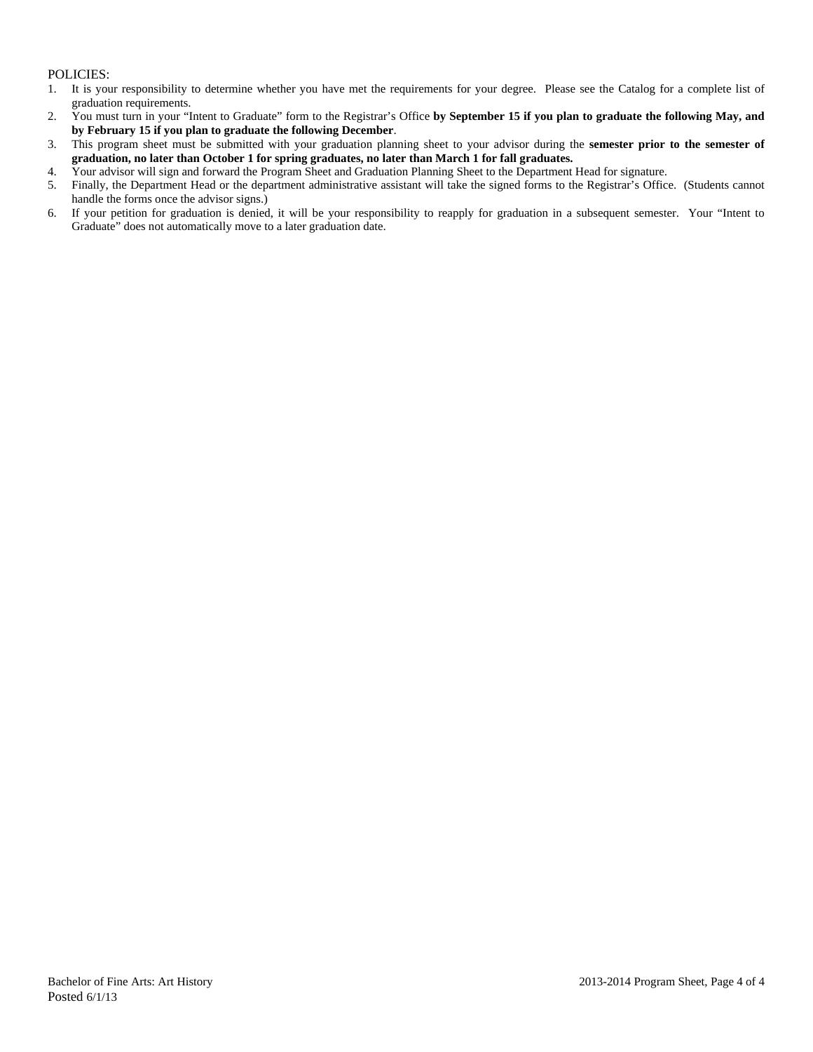POLICIES:

1. It is your responsibility to determine whether you have met the requirements for your degree. Please see the Catalog for a complete list of graduation requirements.
2. You must turn in your "Intent to Graduate" form to the Registrar's Office **by September 15 if you plan to graduate the following May, and by February 15 if you plan to graduate the following December**.
3. This program sheet must be submitted with your graduation planning sheet to your advisor during the **semester prior to the semester of graduation, no later than October 1 for spring graduates, no later than March 1 for fall graduates.**
4. Your advisor will sign and forward the Program Sheet and Graduation Planning Sheet to the Department Head for signature.
5. Finally, the Department Head or the department administrative assistant will take the signed forms to the Registrar's Office. (Students cannot handle the forms once the advisor signs.)
6. If your petition for graduation is denied, it will be your responsibility to reapply for graduation in a subsequent semester. Your "Intent to Graduate" does not automatically move to a later graduation date.